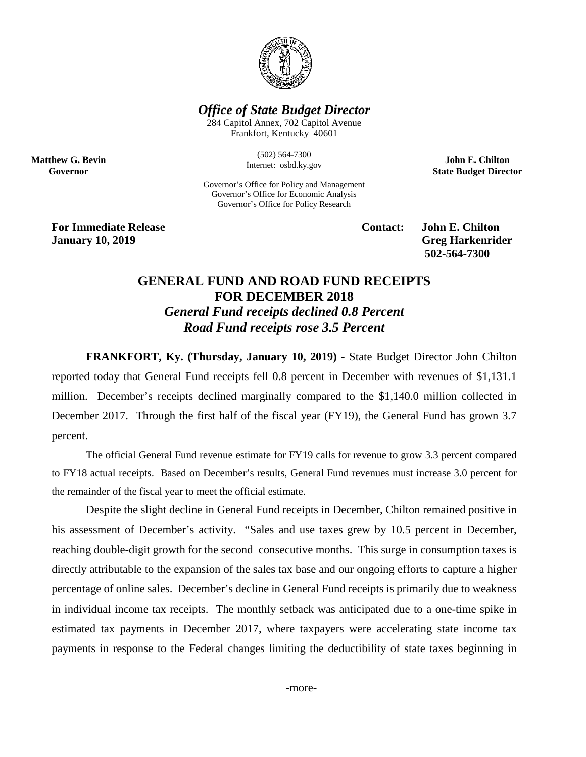*Office of State Budget Director*

284 Capitol Annex, 702 Capitol Avenue
Frankfort, Kentucky 40601

(502) 564-7300
Internet: osbd.ky.gov

**Matthew G. Bevin**
**Governor**

**John E. Chilton**
**State Budget Director**

Governor's Office for Policy and Management
Governor's Office for Economic Analysis
Governor's Office for Policy Research

**For Immediate Release**
**January 10, 2019**

**Contact: John E. Chilton**
**Greg Harkenrider**
**502-564-7300**

# GENERAL FUND AND ROAD FUND RECEIPTS FOR DECEMBER 2018

## *General Fund receipts declined 0.8 Percent*
## *Road Fund receipts rose 3.5 Percent*

**FRANKFORT, Ky. (Thursday, January 10, 2019)** - State Budget Director John Chilton reported today that General Fund receipts fell 0.8 percent in December with revenues of $1,131.1 million. December's receipts declined marginally compared to the $1,140.0 million collected in December 2017. Through the first half of the fiscal year (FY19), the General Fund has grown 3.7 percent.

The official General Fund revenue estimate for FY19 calls for revenue to grow 3.3 percent compared to FY18 actual receipts. Based on December's results, General Fund revenues must increase 3.0 percent for the remainder of the fiscal year to meet the official estimate.

Despite the slight decline in General Fund receipts in December, Chilton remained positive in his assessment of December's activity. "Sales and use taxes grew by 10.5 percent in December, reaching double-digit growth for the second consecutive months. This surge in consumption taxes is directly attributable to the expansion of the sales tax base and our ongoing efforts to capture a higher percentage of online sales. December's decline in General Fund receipts is primarily due to weakness in individual income tax receipts. The monthly setback was anticipated due to a one-time spike in estimated tax payments in December 2017, where taxpayers were accelerating state income tax payments in response to the Federal changes limiting the deductibility of state taxes beginning in

-more-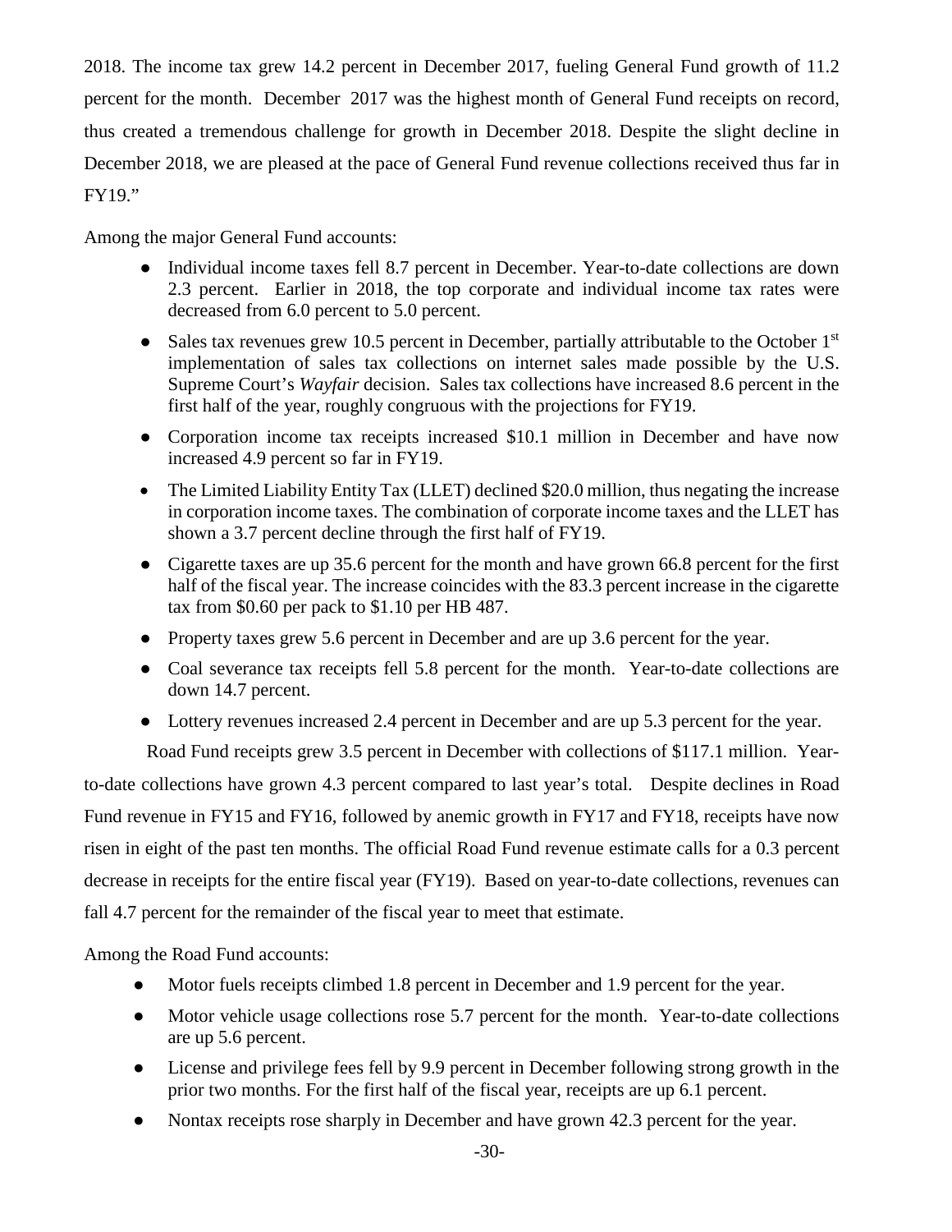2018. The income tax grew 14.2 percent in December 2017, fueling General Fund growth of 11.2 percent for the month. December 2017 was the highest month of General Fund receipts on record, thus created a tremendous challenge for growth in December 2018. Despite the slight decline in December 2018, we are pleased at the pace of General Fund revenue collections received thus far in FY19."

Among the major General Fund accounts:

- Individual income taxes fell 8.7 percent in December. Year-to-date collections are down 2.3 percent. Earlier in 2018, the top corporate and individual income tax rates were decreased from 6.0 percent to 5.0 percent.
- Sales tax revenues grew 10.5 percent in December, partially attributable to the October 1st implementation of sales tax collections on internet sales made possible by the U.S. Supreme Court's *Wayfair* decision. Sales tax collections have increased 8.6 percent in the first half of the year, roughly congruous with the projections for FY19.
- Corporation income tax receipts increased $10.1 million in December and have now increased 4.9 percent so far in FY19.
- The Limited Liability Entity Tax (LLET) declined $20.0 million, thus negating the increase in corporation income taxes. The combination of corporate income taxes and the LLET has shown a 3.7 percent decline through the first half of FY19.
- Cigarette taxes are up 35.6 percent for the month and have grown 66.8 percent for the first half of the fiscal year. The increase coincides with the 83.3 percent increase in the cigarette tax from $0.60 per pack to $1.10 per HB 487.
- Property taxes grew 5.6 percent in December and are up 3.6 percent for the year.
- Coal severance tax receipts fell 5.8 percent for the month. Year-to-date collections are down 14.7 percent.
- Lottery revenues increased 2.4 percent in December and are up 5.3 percent for the year.

Road Fund receipts grew 3.5 percent in December with collections of $117.1 million. Year-to-date collections have grown 4.3 percent compared to last year's total. Despite declines in Road Fund revenue in FY15 and FY16, followed by anemic growth in FY17 and FY18, receipts have now risen in eight of the past ten months. The official Road Fund revenue estimate calls for a 0.3 percent decrease in receipts for the entire fiscal year (FY19). Based on year-to-date collections, revenues can fall 4.7 percent for the remainder of the fiscal year to meet that estimate.

Among the Road Fund accounts:

- Motor fuels receipts climbed 1.8 percent in December and 1.9 percent for the year.
- Motor vehicle usage collections rose 5.7 percent for the month. Year-to-date collections are up 5.6 percent.
- License and privilege fees fell by 9.9 percent in December following strong growth in the prior two months. For the first half of the fiscal year, receipts are up 6.1 percent.
- Nontax receipts rose sharply in December and have grown 42.3 percent for the year.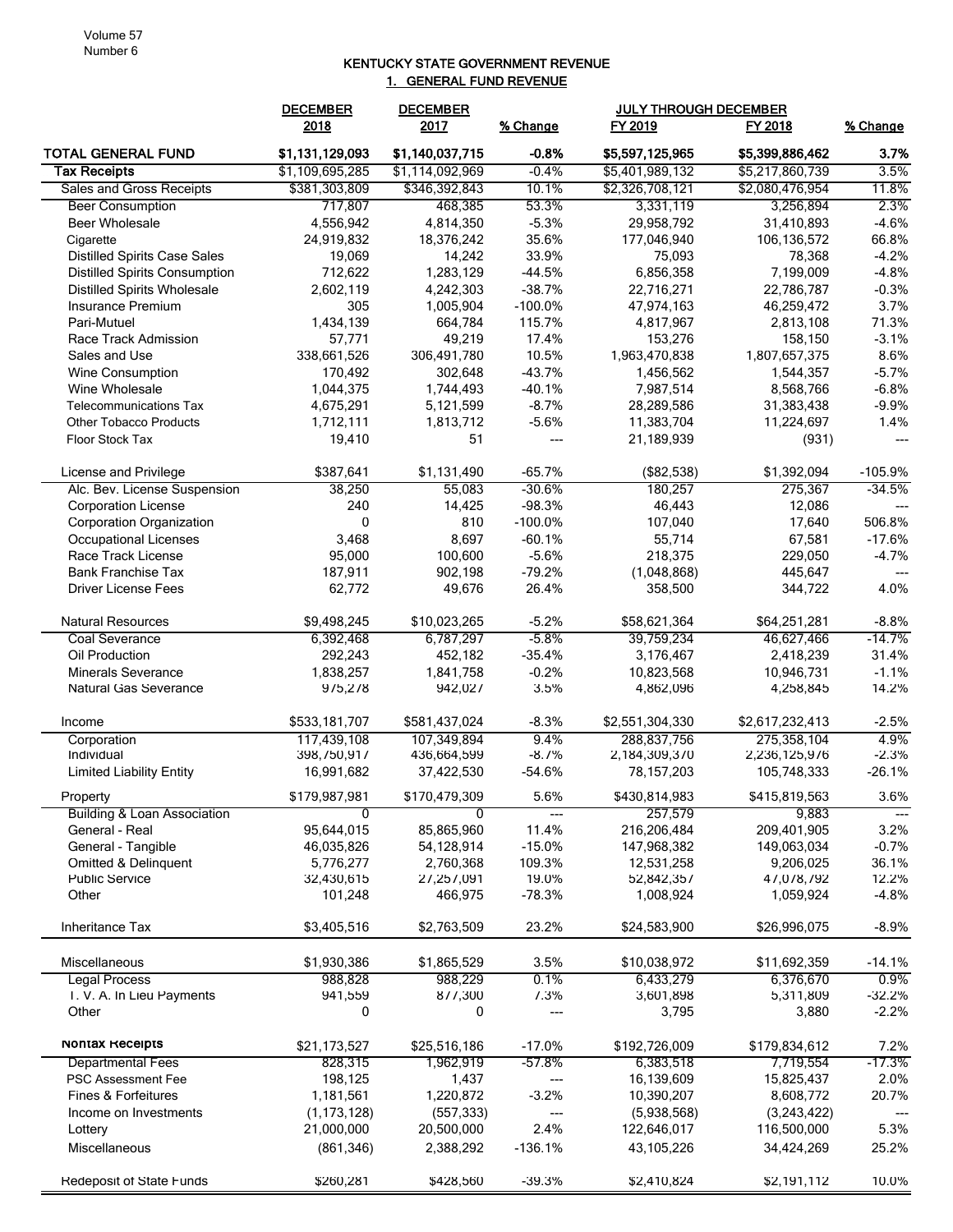# KENTUCKY STATE GOVERNMENT REVENUE

## 1. GENERAL FUND REVENUE

| | DECEMBER 2018 | DECEMBER 2017 | % Change | JULY THROUGH DECEMBER FY 2019 | FY 2018 | % Change |
|---|---|---|---|---|---|---|
| **TOTAL GENERAL FUND** | **$1,131,129,093** | **$1,140,037,715** | **-0.8%** | **$5,597,125,965** | **$5,399,886,462** | **3.7%** |
| **Tax Receipts** | $1,109,695,285 | $1,114,092,969 | -0.4% | $5,401,989,132 | $5,217,860,739 | 3.5% |
| Sales and Gross Receipts | $381,303,809 | $346,392,843 | 10.1% | $2,326,708,121 | $2,080,476,954 | 11.8% |
| Beer Consumption | 717,807 | 468,385 | 53.3% | 3,331,119 | 3,256,894 | 2.3% |
| Beer Wholesale | 4,556,942 | 4,814,350 | -5.3% | 29,958,792 | 31,410,893 | -4.6% |
| Cigarette | 24,919,832 | 18,376,242 | 35.6% | 177,046,940 | 106,136,572 | 66.8% |
| Distilled Spirits Case Sales | 19,069 | 14,242 | 33.9% | 75,093 | 78,368 | -4.2% |
| Distilled Spirits Consumption | 712,622 | 1,283,129 | -44.5% | 6,856,358 | 7,199,009 | -4.8% |
| Distilled Spirits Wholesale | 2,602,119 | 4,242,303 | -38.7% | 22,716,271 | 22,786,787 | -0.3% |
| Insurance Premium | 305 | 1,005,904 | -100.0% | 47,974,163 | 46,259,472 | 3.7% |
| Pari-Mutuel | 1,434,139 | 664,784 | 115.7% | 4,817,967 | 2,813,108 | 71.3% |
| Race Track Admission | 57,771 | 49,219 | 17.4% | 153,276 | 158,150 | -3.1% |
| Sales and Use | 338,661,526 | 306,491,780 | 10.5% | 1,963,470,838 | 1,807,657,375 | 8.6% |
| Wine Consumption | 170,492 | 302,648 | -43.7% | 1,456,562 | 1,544,357 | -5.7% |
| Wine Wholesale | 1,044,375 | 1,744,493 | -40.1% | 7,987,514 | 8,568,766 | -6.8% |
| Telecommunications Tax | 4,675,291 | 5,121,599 | -8.7% | 28,289,586 | 31,383,438 | -9.9% |
| Other Tobacco Products | 1,712,111 | 1,813,712 | -5.6% | 11,383,704 | 11,224,697 | 1.4% |
| Floor Stock Tax | 19,410 | 51 | --- | 21,189,939 | (931) | --- |
| | | | | | | |
| License and Privilege | $387,641 | $1,131,490 | -65.7% | ($82,538) | $1,392,094 | -105.9% |
| Alc. Bev. License Suspension | 38,250 | 55,083 | -30.6% | 180,257 | 275,367 | -34.5% |
| Corporation License | 240 | 14,425 | -98.3% | 46,443 | 12,086 | --- |
| Corporation Organization | 0 | 810 | -100.0% | 107,040 | 17,640 | 506.8% |
| Occupational Licenses | 3,468 | 8,697 | -60.1% | 55,714 | 67,581 | -17.6% |
| Race Track License | 95,000 | 100,600 | -5.6% | 218,375 | 229,050 | -4.7% |
| Bank Franchise Tax | 187,911 | 902,198 | -79.2% | (1,048,868) | 445,647 | --- |
| Driver License Fees | 62,772 | 49,676 | 26.4% | 358,500 | 344,722 | 4.0% |
| | | | | | | |
| Natural Resources | $9,498,245 | $10,023,265 | -5.2% | $58,621,364 | $64,251,281 | -8.8% |
| Coal Severance | 6,392,468 | 6,787,297 | -5.8% | 39,759,234 | 46,627,466 | -14.7% |
| Oil Production | 292,243 | 452,182 | -35.4% | 3,176,467 | 2,418,239 | 31.4% |
| Minerals Severance | 1,838,257 | 1,841,758 | -0.2% | 10,823,568 | 10,946,731 | -1.1% |
| Natural Gas Severance | 975,278 | 942,027 | 3.5% | 4,862,096 | 4,258,845 | 14.2% |
| | | | | | | |
| Income | $533,181,707 | $581,437,024 | -8.3% | $2,551,304,330 | $2,617,232,413 | -2.5% |
| Corporation | 117,439,108 | 107,349,894 | 9.4% | 288,837,756 | 275,358,104 | 4.9% |
| Individual | 398,750,917 | 436,664,599 | -8.7% | 2,184,309,370 | 2,236,125,976 | -2.3% |
| Limited Liability Entity | 16,991,682 | 37,422,530 | -54.6% | 78,157,203 | 105,748,333 | -26.1% |
| | | | | | | |
| Property | $179,987,981 | $170,479,309 | 5.6% | $430,814,983 | $415,819,563 | 3.6% |
| Building & Loan Association | 0 | 0 | --- | 257,579 | 9,883 | --- |
| General - Real | 95,644,015 | 85,865,960 | 11.4% | 216,206,484 | 209,401,905 | 3.2% |
| General - Tangible | 46,035,826 | 54,128,914 | -15.0% | 147,968,382 | 149,063,034 | -0.7% |
| Omitted & Delinquent | 5,776,277 | 2,760,368 | 109.3% | 12,531,258 | 9,206,025 | 36.1% |
| Public Service | 32,430,615 | 27,257,091 | 19.0% | 52,842,357 | 47,078,792 | 12.2% |
| Other | 101,248 | 466,975 | -78.3% | 1,008,924 | 1,059,924 | -4.8% |
| | | | | | | |
| Inheritance Tax | $3,405,516 | $2,763,509 | 23.2% | $24,583,900 | $26,996,075 | -8.9% |
| | | | | | | |
| Miscellaneous | $1,930,386 | $1,865,529 | 3.5% | $10,038,972 | $11,692,359 | -14.1% |
| Legal Process | 988,828 | 988,229 | 0.1% | 6,433,279 | 6,376,670 | 0.9% |
| T. V. A. In Lieu Payments | 941,559 | 877,300 | 7.3% | 3,601,898 | 5,311,809 | -32.2% |
| Other | 0 | 0 | --- | 3,795 | 3,880 | -2.2% |
| | | | | | | |
| **Nontax Receipts** | $21,173,527 | $25,516,186 | -17.0% | $192,726,009 | $179,834,612 | 7.2% |
| Departmental Fees | 828,315 | 1,962,919 | -57.8% | 6,383,518 | 7,719,554 | -17.3% |
| PSC Assessment Fee | 198,125 | 1,437 | --- | 16,139,609 | 15,825,437 | 2.0% |
| Fines & Forfeitures | 1,181,561 | 1,220,872 | -3.2% | 10,390,207 | 8,608,772 | 20.7% |
| Income on Investments | (1,173,128) | (557,333) | --- | (5,938,568) | (3,243,422) | --- |
| Lottery | 21,000,000 | 20,500,000 | 2.4% | 122,646,017 | 116,500,000 | 5.3% |
| Miscellaneous | (861,346) | 2,388,292 | -136.1% | 43,105,226 | 34,424,269 | 25.2% |
| | | | | | | |
| Redeposit of State Funds | $260,281 | $428,560 | -39.3% | $2,410,824 | $2,191,112 | 10.0% |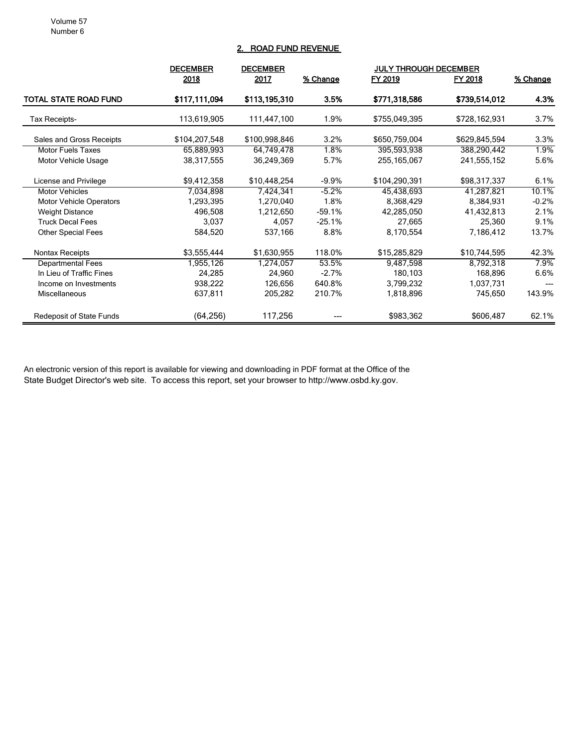## 2. ROAD FUND REVENUE

| | DECEMBER 2018 | DECEMBER 2017 | % Change | JULY THROUGH DECEMBER FY 2019 | FY 2018 | % Change |
|---|---|---|---|---|---|---|
| **TOTAL STATE ROAD FUND** | **$117,111,094** | **$113,195,310** | **3.5%** | **$771,318,586** | **$739,514,012** | **4.3%** |
| Tax Receipts- | 113,619,905 | 111,447,100 | 1.9% | $755,049,395 | $728,162,931 | 3.7% |
| Sales and Gross Receipts | $104,207,548 | $100,998,846 | 3.2% | $650,759,004 | $629,845,594 | 3.3% |
| Motor Fuels Taxes | 65,889,993 | 64,749,478 | 1.8% | 395,593,938 | 388,290,442 | 1.9% |
| Motor Vehicle Usage | 38,317,555 | 36,249,369 | 5.7% | 255,165,067 | 241,555,152 | 5.6% |
| License and Privilege | $9,412,358 | $10,448,254 | -9.9% | $104,290,391 | $98,317,337 | 6.1% |
| Motor Vehicles | 7,034,898 | 7,424,341 | -5.2% | 45,438,693 | 41,287,821 | 10.1% |
| Motor Vehicle Operators | 1,293,395 | 1,270,040 | 1.8% | 8,368,429 | 8,384,931 | -0.2% |
| Weight Distance | 496,508 | 1,212,650 | -59.1% | 42,285,050 | 41,432,813 | 2.1% |
| Truck Decal Fees | 3,037 | 4,057 | -25.1% | 27,665 | 25,360 | 9.1% |
| Other Special Fees | 584,520 | 537,166 | 8.8% | 8,170,554 | 7,186,412 | 13.7% |
| Nontax Receipts | $3,555,444 | $1,630,955 | 118.0% | $15,285,829 | $10,744,595 | 42.3% |
| Departmental Fees | 1,955,126 | 1,274,057 | 53.5% | 9,487,598 | 8,792,318 | 7.9% |
| In Lieu of Traffic Fines | 24,285 | 24,960 | -2.7% | 180,103 | 168,896 | 6.6% |
| Income on Investments | 938,222 | 126,656 | 640.8% | 3,799,232 | 1,037,731 | --- |
| Miscellaneous | 637,811 | 205,282 | 210.7% | 1,818,896 | 745,650 | 143.9% |
| Redeposit of State Funds | (64,256) | 117,256 | --- | $983,362 | $606,487 | 62.1% |

An electronic version of this report is available for viewing and downloading in PDF format at the Office of the State Budget Director's web site. To access this report, set your browser to http://www.osbd.ky.gov.